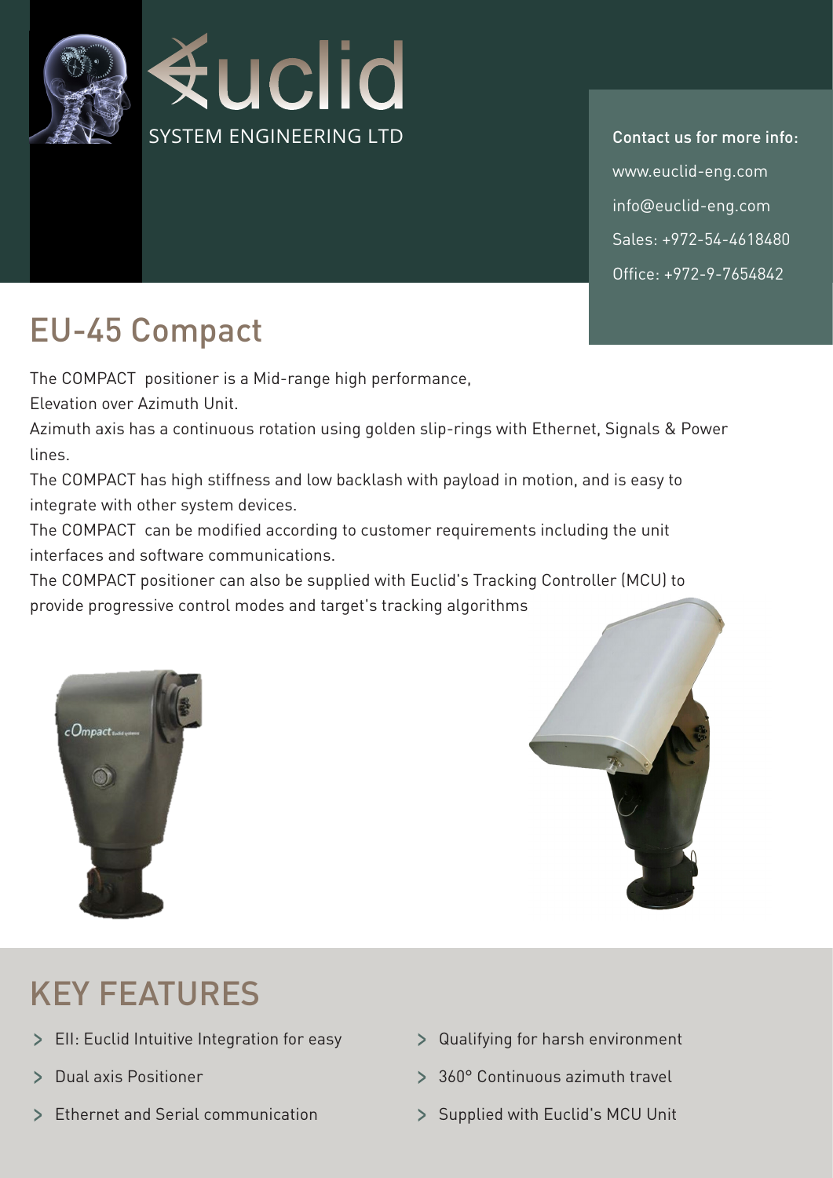Euclid

SYSTEM ENGINEERING LTD

**Contact us for more info:**

www.euclid-eng.com

info@euclid-eng.com

Sales: +972-54-4618480

Office: +972-9-7654842

# EU-45 Compact

The COMPACT positioner is a Mid-range high performance,
Elevation over Azimuth Unit.

Azimuth axis has a continuous rotation using golden slip-rings with Ethernet, Signals & Power lines.

The COMPACT has high stiffness and low backlash with payload in motion, and is easy to integrate with other system devices.

The COMPACT can be modified according to customer requirements including the unit interfaces and software communications.

The COMPACT positioner can also be supplied with Euclid's Tracking Controller (MCU) to provide progressive control modes and target's tracking algorithms

## KEY FEATURES

- EII: Euclid Intuitive Integration for easy
- Dual axis Positioner
- Ethernet and Serial communication
- Qualifying for harsh environment
- 360° Continuous azimuth travel
- Supplied with Euclid's MCU Unit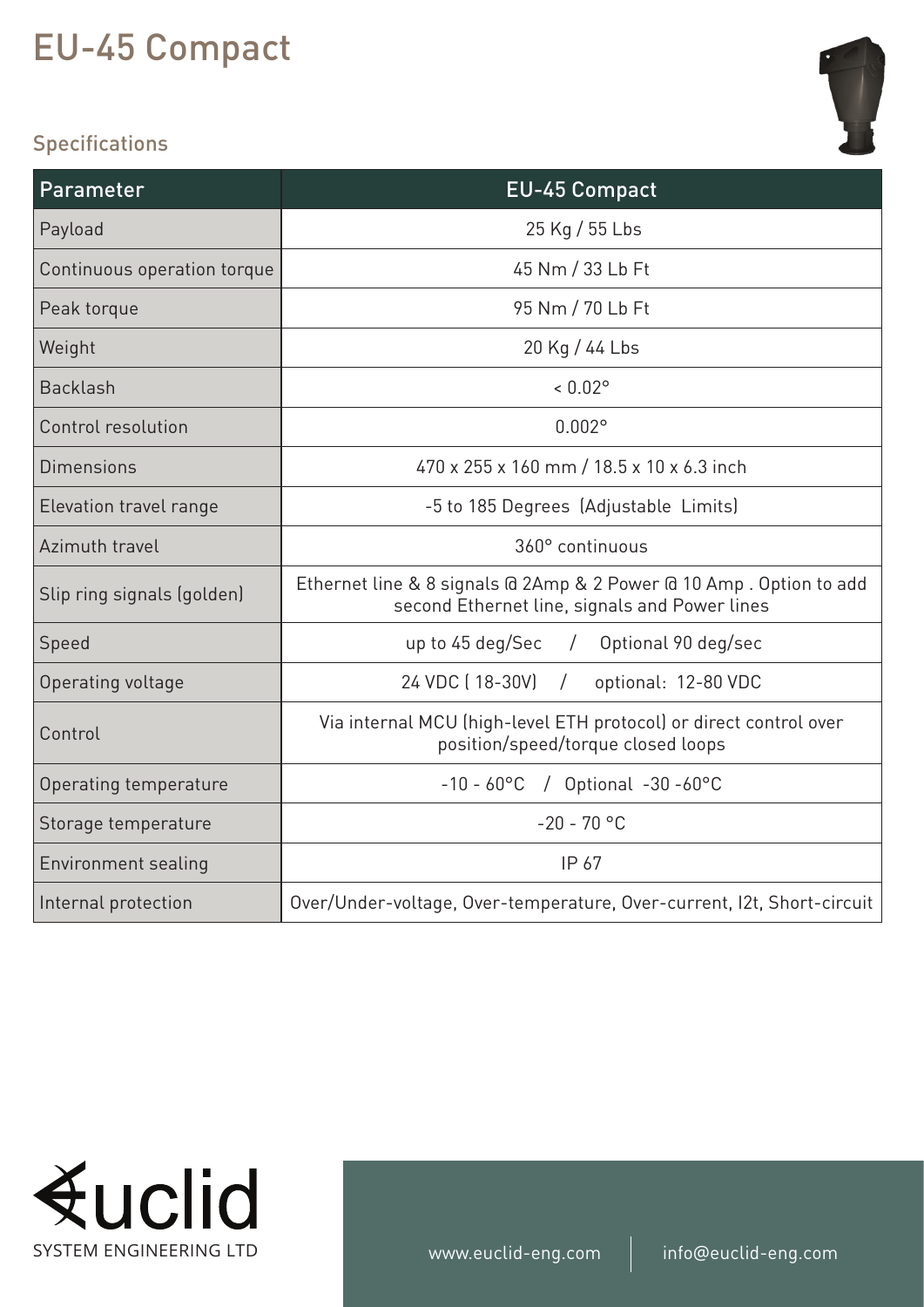# EU-45 Compact

## Specifications

| Parameter | EU-45 Compact |
|---|---|
| Payload | 25 Kg / 55 Lbs |
| Continuous operation torque | 45 Nm / 33 Lb Ft |
| Peak torque | 95 Nm / 70 Lb Ft |
| Weight | 20 Kg / 44 Lbs |
| Backlash | < 0.02° |
| Control resolution | 0.002° |
| Dimensions | 470 x 255 x 160 mm / 18.5 x 10 x 6.3 inch |
| Elevation travel range | -5 to 185 Degrees (Adjustable Limits) |
| Azimuth travel | 360° continuous |
| Slip ring signals (golden) | Ethernet line & 8 signals @ 2Amp & 2 Power @ 10 Amp . Option to add second Ethernet line, signals and Power lines |
| Speed | up to 45 deg/Sec / Optional 90 deg/sec |
| Operating voltage | 24 VDC ( 18-30V) / optional: 12-80 VDC |
| Control | Via internal MCU (high-level ETH protocol) or direct control over position/speed/torque closed loops |
| Operating temperature | -10 - 60°C / Optional -30 -60°C |
| Storage temperature | -20 - 70 °C |
| Environment sealing | IP 67 |
| Internal protection | Over/Under-voltage, Over-temperature, Over-current, I2t, Short-circuit |

Euclid
SYSTEM ENGINEERING LTD

www.euclid-eng.com | info@euclid-eng.com